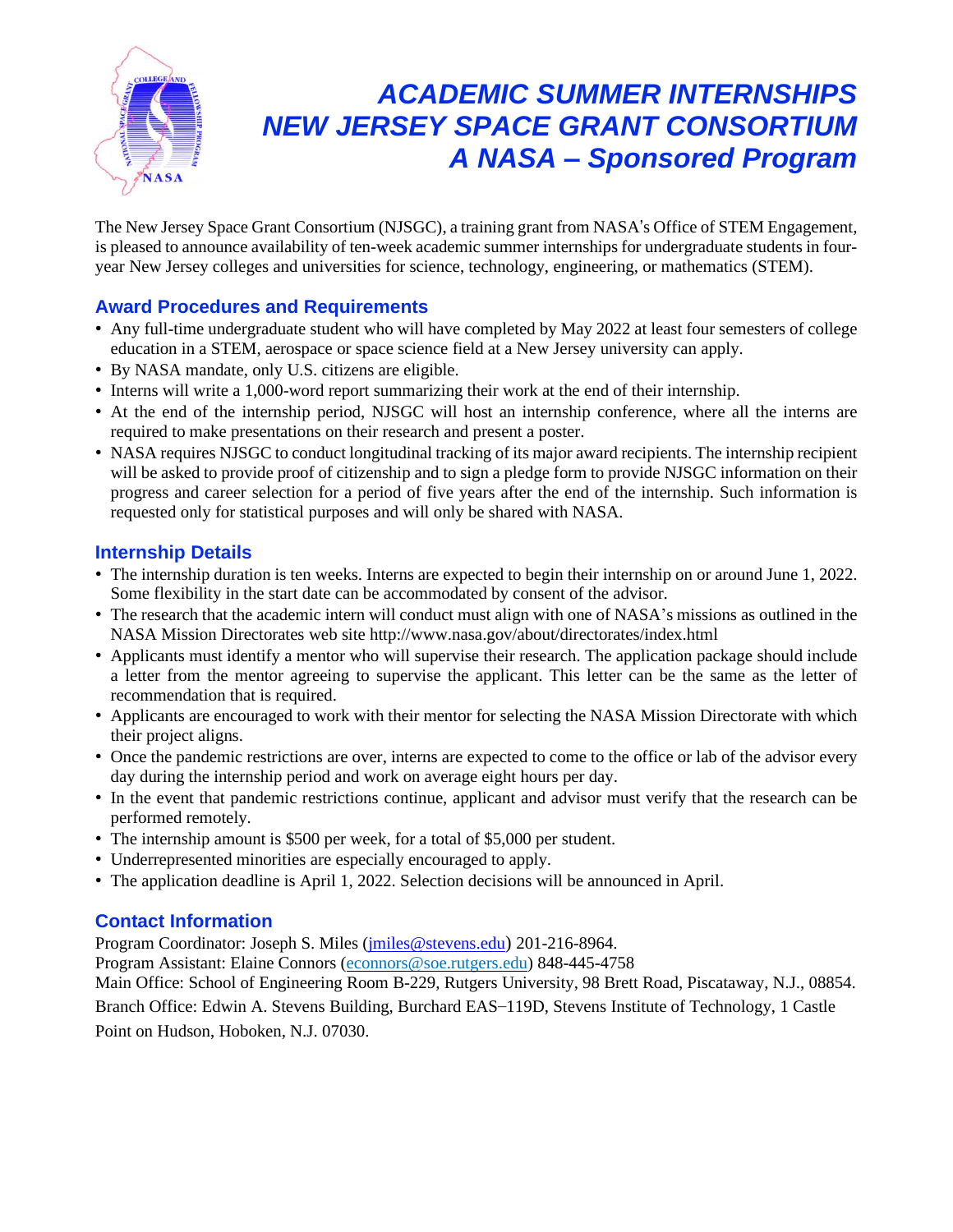# *ACADEMIC SUMMER INTERNSHIPS*
# *NEW JERSEY SPACE GRANT CONSORTIUM*
# *A NASA – Sponsored Program*

The New Jersey Space Grant Consortium (NJSGC), a training grant from NASA's Office of STEM Engagement, is pleased to announce availability of ten-week academic summer internships for undergraduate students in four-year New Jersey colleges and universities for science, technology, engineering, or mathematics (STEM).

## Award Procedures and Requirements

- Any full-time undergraduate student who will have completed by May 2022 at least four semesters of college education in a STEM, aerospace or space science field at a New Jersey university can apply.
- By NASA mandate, only U.S. citizens are eligible.
- Interns will write a 1,000-word report summarizing their work at the end of their internship.
- At the end of the internship period, NJSGC will host an internship conference, where all the interns are required to make presentations on their research and present a poster.
- NASA requires NJSGC to conduct longitudinal tracking of its major award recipients. The internship recipient will be asked to provide proof of citizenship and to sign a pledge form to provide NJSGC information on their progress and career selection for a period of five years after the end of the internship. Such information is requested only for statistical purposes and will only be shared with NASA.

## Internship Details

- The internship duration is ten weeks. Interns are expected to begin their internship on or around June 1, 2022. Some flexibility in the start date can be accommodated by consent of the advisor.
- The research that the academic intern will conduct must align with one of NASA's missions as outlined in the NASA Mission Directorates web site http://www.nasa.gov/about/directorates/index.html
- Applicants must identify a mentor who will supervise their research. The application package should include a letter from the mentor agreeing to supervise the applicant. This letter can be the same as the letter of recommendation that is required.
- Applicants are encouraged to work with their mentor for selecting the NASA Mission Directorate with which their project aligns.
- Once the pandemic restrictions are over, interns are expected to come to the office or lab of the advisor every day during the internship period and work on average eight hours per day.
- In the event that pandemic restrictions continue, applicant and advisor must verify that the research can be performed remotely.
- The internship amount is $500 per week, for a total of $5,000 per student.
- Underrepresented minorities are especially encouraged to apply.
- The application deadline is April 1, 2022. Selection decisions will be announced in April.

## Contact Information

Program Coordinator: Joseph S. Miles (jmiles@stevens.edu) 201-216-8964.
Program Assistant: Elaine Connors (econnors@soe.rutgers.edu) 848-445-4758
Main Office: School of Engineering Room B-229, Rutgers University, 98 Brett Road, Piscataway, N.J., 08854.
Branch Office: Edwin A. Stevens Building, Burchard EAS–119D, Stevens Institute of Technology, 1 Castle Point on Hudson, Hoboken, N.J. 07030.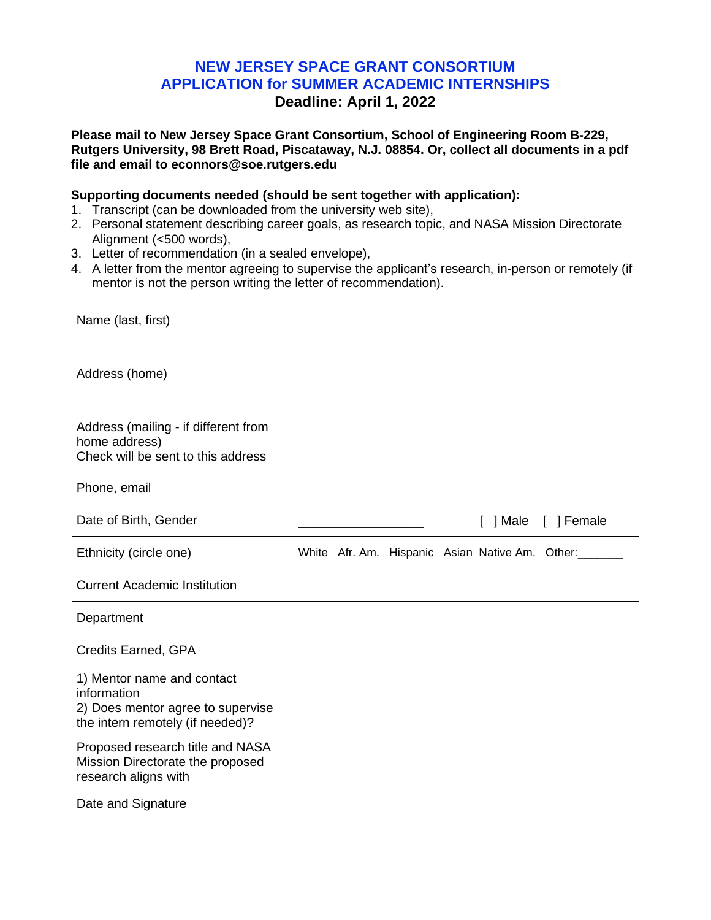# NEW JERSEY SPACE GRANT CONSORTIUM
# APPLICATION for SUMMER ACADEMIC INTERNSHIPS
## Deadline: April 1, 2022

**Please mail to New Jersey Space Grant Consortium, School of Engineering Room B-229, Rutgers University, 98 Brett Road, Piscataway, N.J. 08854. Or, collect all documents in a pdf file and email to econnors@soe.rutgers.edu**

**Supporting documents needed (should be sent together with application):**

1. Transcript (can be downloaded from the university web site),
2. Personal statement describing career goals, as research topic, and NASA Mission Directorate Alignment (<500 words),
3. Letter of recommendation (in a sealed envelope),
4. A letter from the mentor agreeing to supervise the applicant's research, in-person or remotely (if mentor is not the person writing the letter of recommendation).

| | |
|---|---|
| Name (last, first)<br><br>Address (home) | |
| Address (mailing - if different from home address)<br>Check will be sent to this address | |
| Phone, email | |
| Date of Birth, Gender | ________________ [ ] Male [ ] Female |
| Ethnicity (circle one) | White Afr. Am. Hispanic Asian Native Am. Other:_______ |
| Current Academic Institution | |
| Department | |
| Credits Earned, GPA<br><br>1) Mentor name and contact information<br>2) Does mentor agree to supervise the intern remotely (if needed)? | |
| Proposed research title and NASA Mission Directorate the proposed research aligns with | |
| Date and Signature | |